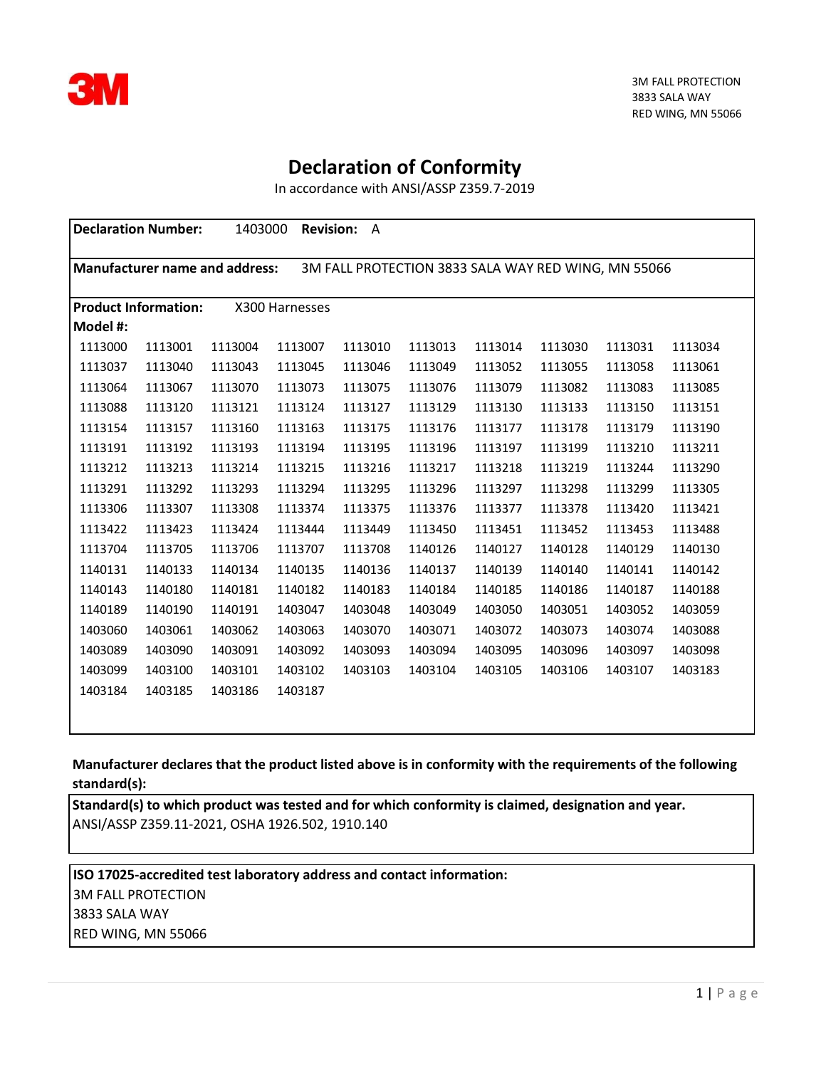3M FALL PROTECTION
3833 SALA WAY
RED WING, MN 55066

# Declaration of Conformity

In accordance with ANSI/ASSP Z359.7-2019

**Declaration Number:** 1403000 **Revision:** A

**Manufacturer name and address:** 3M FALL PROTECTION 3833 SALA WAY RED WING, MN 55066

**Product Information:** X300 Harnesses

**Model #:**

| | | | | | | | | | |
|---|---|---|---|---|---|---|---|---|---|
| 1113000 | 1113001 | 1113004 | 1113007 | 1113010 | 1113013 | 1113014 | 1113030 | 1113031 | 1113034 |
| 1113037 | 1113040 | 1113043 | 1113045 | 1113046 | 1113049 | 1113052 | 1113055 | 1113058 | 1113061 |
| 1113064 | 1113067 | 1113070 | 1113073 | 1113075 | 1113076 | 1113079 | 1113082 | 1113083 | 1113085 |
| 1113088 | 1113120 | 1113121 | 1113124 | 1113127 | 1113129 | 1113130 | 1113133 | 1113150 | 1113151 |
| 1113154 | 1113157 | 1113160 | 1113163 | 1113175 | 1113176 | 1113177 | 1113178 | 1113179 | 1113190 |
| 1113191 | 1113192 | 1113193 | 1113194 | 1113195 | 1113196 | 1113197 | 1113199 | 1113210 | 1113211 |
| 1113212 | 1113213 | 1113214 | 1113215 | 1113216 | 1113217 | 1113218 | 1113219 | 1113244 | 1113290 |
| 1113291 | 1113292 | 1113293 | 1113294 | 1113295 | 1113296 | 1113297 | 1113298 | 1113299 | 1113305 |
| 1113306 | 1113307 | 1113308 | 1113374 | 1113375 | 1113376 | 1113377 | 1113378 | 1113420 | 1113421 |
| 1113422 | 1113423 | 1113424 | 1113444 | 1113449 | 1113450 | 1113451 | 1113452 | 1113453 | 1113488 |
| 1113704 | 1113705 | 1113706 | 1113707 | 1113708 | 1140126 | 1140127 | 1140128 | 1140129 | 1140130 |
| 1140131 | 1140133 | 1140134 | 1140135 | 1140136 | 1140137 | 1140139 | 1140140 | 1140141 | 1140142 |
| 1140143 | 1140180 | 1140181 | 1140182 | 1140183 | 1140184 | 1140185 | 1140186 | 1140187 | 1140188 |
| 1140189 | 1140190 | 1140191 | 1403047 | 1403048 | 1403049 | 1403050 | 1403051 | 1403052 | 1403059 |
| 1403060 | 1403061 | 1403062 | 1403063 | 1403070 | 1403071 | 1403072 | 1403073 | 1403074 | 1403088 |
| 1403089 | 1403090 | 1403091 | 1403092 | 1403093 | 1403094 | 1403095 | 1403096 | 1403097 | 1403098 |
| 1403099 | 1403100 | 1403101 | 1403102 | 1403103 | 1403104 | 1403105 | 1403106 | 1403107 | 1403183 |
| 1403184 | 1403185 | 1403186 | 1403187 | | | | | | |

**Manufacturer declares that the product listed above is in conformity with the requirements of the following standard(s):**

**Standard(s) to which product was tested and for which conformity is claimed, designation and year.**
ANSI/ASSP Z359.11-2021, OSHA 1926.502, 1910.140

**ISO 17025-accredited test laboratory address and contact information:**
3M FALL PROTECTION
3833 SALA WAY
RED WING, MN 55066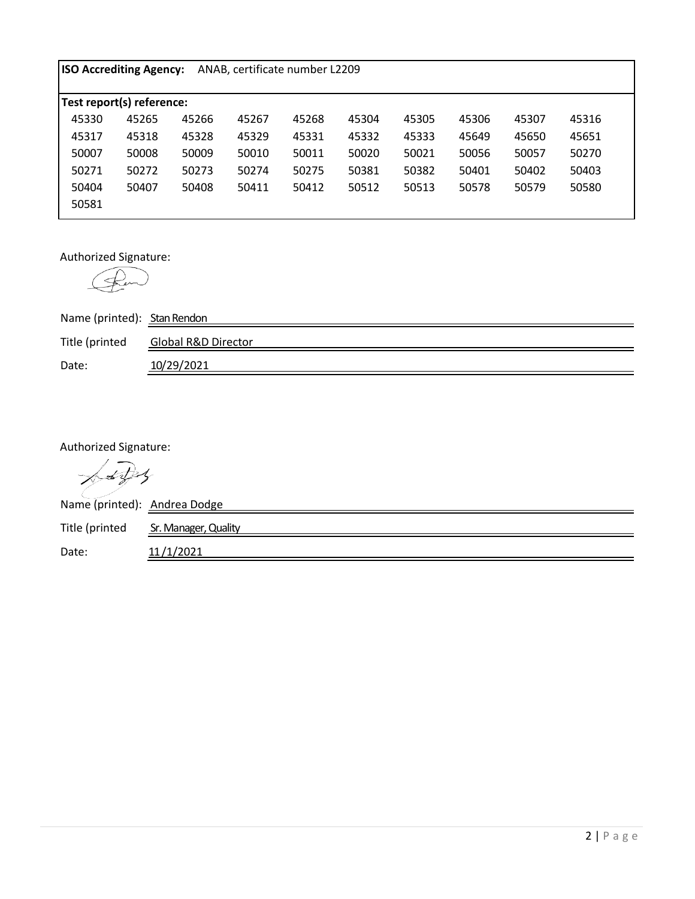**ISO Accrediting Agency:** ANAB, certificate number L2209

**Test report(s) reference:**

| | | | | | | | | | |
|---|---|---|---|---|---|---|---|---|---|
| 45330 | 45265 | 45266 | 45267 | 45268 | 45304 | 45305 | 45306 | 45307 | 45316 |
| 45317 | 45318 | 45328 | 45329 | 45331 | 45332 | 45333 | 45649 | 45650 | 45651 |
| 50007 | 50008 | 50009 | 50010 | 50011 | 50020 | 50021 | 50056 | 50057 | 50270 |
| 50271 | 50272 | 50273 | 50274 | 50275 | 50381 | 50382 | 50401 | 50402 | 50403 |
| 50404 | 50407 | 50408 | 50411 | 50412 | 50512 | 50513 | 50578 | 50579 | 50580 |
| 50581 | | | | | | | | | |

Authorized Signature:

Name (printed): Stan Rendon

Title (printed Global R&D Director

Date: 10/29/2021

Authorized Signature:

Name (printed): Andrea Dodge

Title (printed Sr. Manager, Quality

Date: 11/1/2021